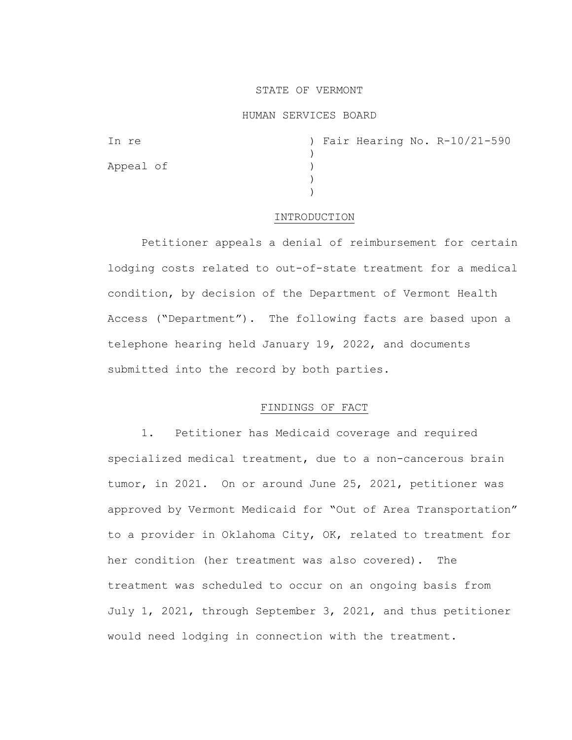STATE OF VERMONT

HUMAN SERVICES BOARD

| | |
|---|---|
| In re | ) Fair Hearing No. R-10/21-590 |
| | ) |
| Appeal of | ) |
| | ) |
| | ) |

## INTRODUCTION

Petitioner appeals a denial of reimbursement for certain lodging costs related to out-of-state treatment for a medical condition, by decision of the Department of Vermont Health Access ("Department"). The following facts are based upon a telephone hearing held January 19, 2022, and documents submitted into the record by both parties.

## FINDINGS OF FACT

1. Petitioner has Medicaid coverage and required specialized medical treatment, due to a non-cancerous brain tumor, in 2021. On or around June 25, 2021, petitioner was approved by Vermont Medicaid for "Out of Area Transportation" to a provider in Oklahoma City, OK, related to treatment for her condition (her treatment was also covered). The treatment was scheduled to occur on an ongoing basis from July 1, 2021, through September 3, 2021, and thus petitioner would need lodging in connection with the treatment.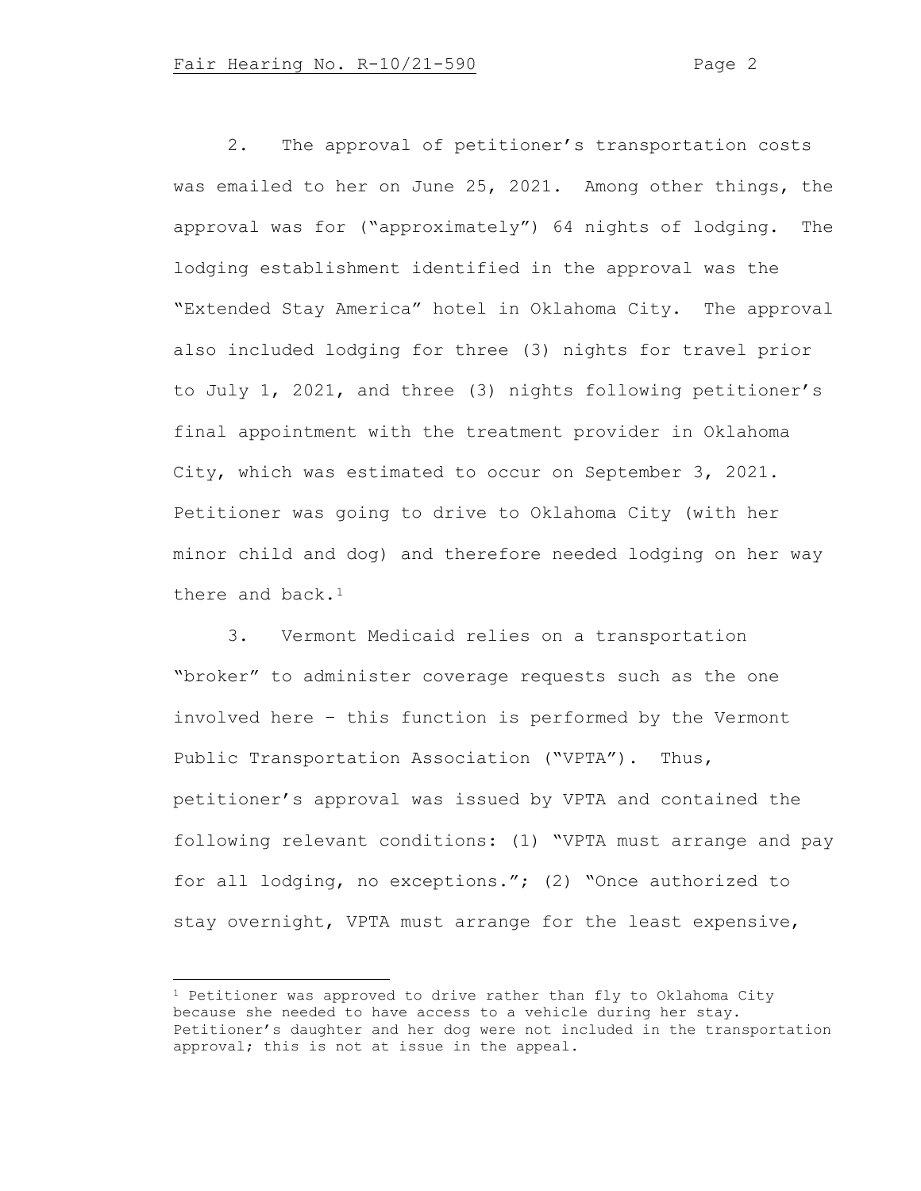2. The approval of petitioner's transportation costs was emailed to her on June 25, 2021. Among other things, the approval was for ("approximately") 64 nights of lodging. The lodging establishment identified in the approval was the "Extended Stay America" hotel in Oklahoma City. The approval also included lodging for three (3) nights for travel prior to July 1, 2021, and three (3) nights following petitioner's final appointment with the treatment provider in Oklahoma City, which was estimated to occur on September 3, 2021. Petitioner was going to drive to Oklahoma City (with her minor child and dog) and therefore needed lodging on her way there and back.[1]

3. Vermont Medicaid relies on a transportation "broker" to administer coverage requests such as the one involved here – this function is performed by the Vermont Public Transportation Association ("VPTA"). Thus, petitioner's approval was issued by VPTA and contained the following relevant conditions: (1) "VPTA must arrange and pay for all lodging, no exceptions."; (2) "Once authorized to stay overnight, VPTA must arrange for the least expensive,

---

[1] Petitioner was approved to drive rather than fly to Oklahoma City because she needed to have access to a vehicle during her stay. Petitioner's daughter and her dog were not included in the transportation approval; this is not at issue in the appeal.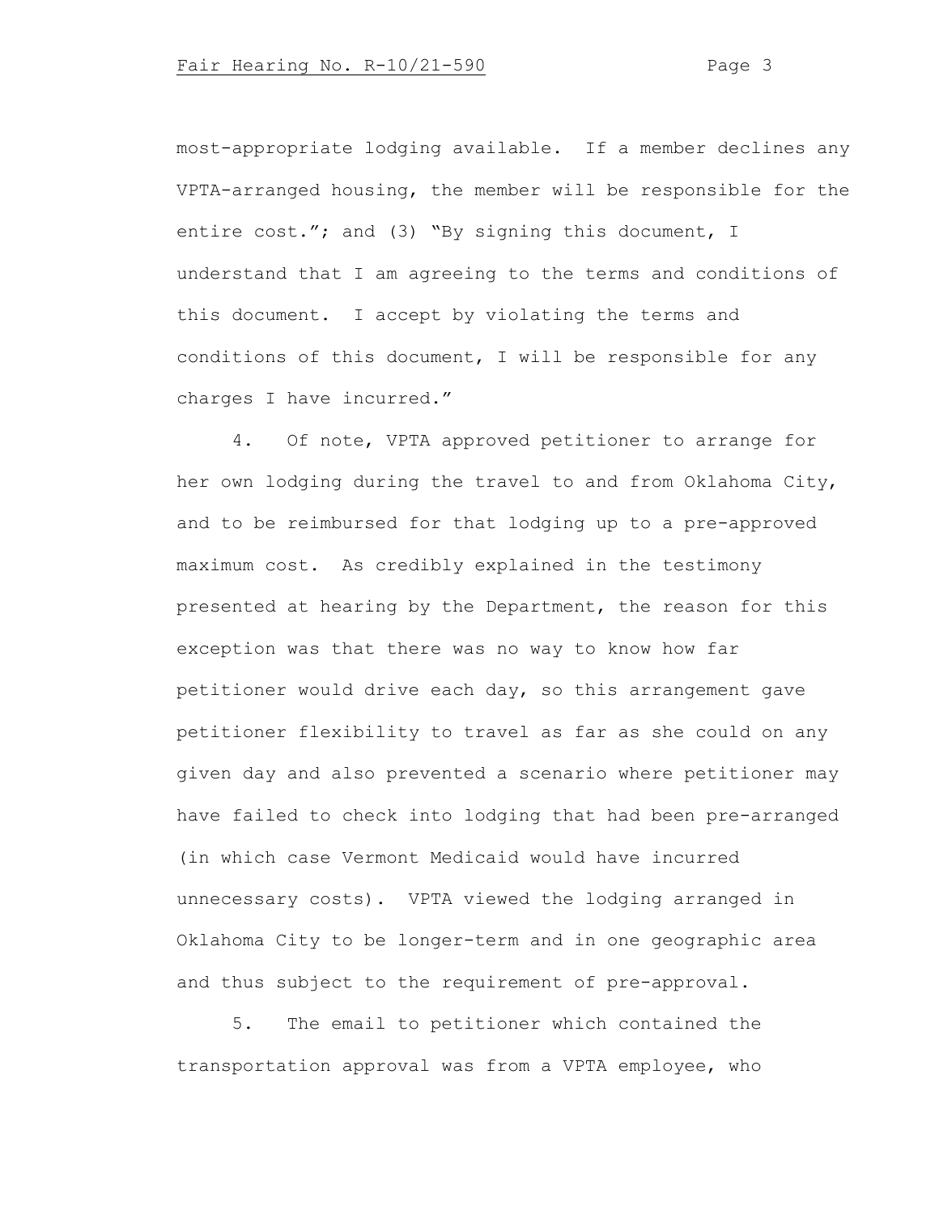most-appropriate lodging available. If a member declines any VPTA-arranged housing, the member will be responsible for the entire cost."; and (3) "By signing this document, I understand that I am agreeing to the terms and conditions of this document. I accept by violating the terms and conditions of this document, I will be responsible for any charges I have incurred."

4. Of note, VPTA approved petitioner to arrange for her own lodging during the travel to and from Oklahoma City, and to be reimbursed for that lodging up to a pre-approved maximum cost. As credibly explained in the testimony presented at hearing by the Department, the reason for this exception was that there was no way to know how far petitioner would drive each day, so this arrangement gave petitioner flexibility to travel as far as she could on any given day and also prevented a scenario where petitioner may have failed to check into lodging that had been pre-arranged (in which case Vermont Medicaid would have incurred unnecessary costs). VPTA viewed the lodging arranged in Oklahoma City to be longer-term and in one geographic area and thus subject to the requirement of pre-approval.

5. The email to petitioner which contained the transportation approval was from a VPTA employee, who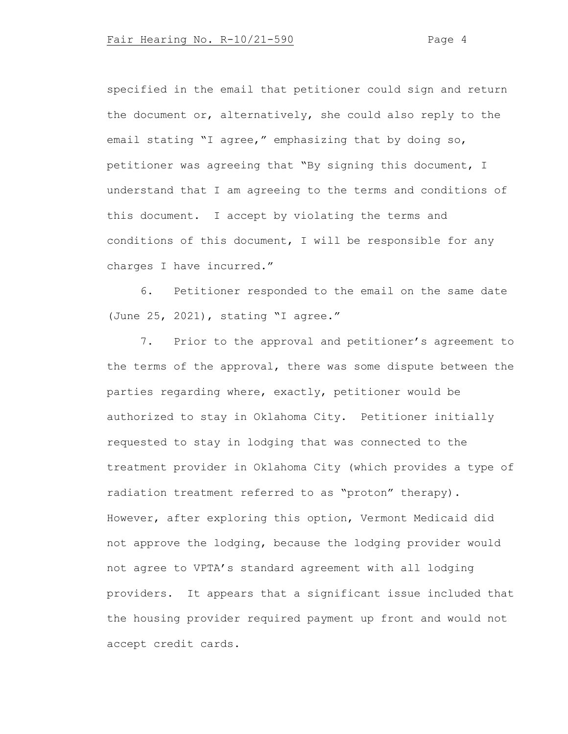specified in the email that petitioner could sign and return the document or, alternatively, she could also reply to the email stating "I agree," emphasizing that by doing so, petitioner was agreeing that "By signing this document, I understand that I am agreeing to the terms and conditions of this document. I accept by violating the terms and conditions of this document, I will be responsible for any charges I have incurred."

6. Petitioner responded to the email on the same date (June 25, 2021), stating "I agree."

7. Prior to the approval and petitioner's agreement to the terms of the approval, there was some dispute between the parties regarding where, exactly, petitioner would be authorized to stay in Oklahoma City. Petitioner initially requested to stay in lodging that was connected to the treatment provider in Oklahoma City (which provides a type of radiation treatment referred to as "proton" therapy). However, after exploring this option, Vermont Medicaid did not approve the lodging, because the lodging provider would not agree to VPTA's standard agreement with all lodging providers. It appears that a significant issue included that the housing provider required payment up front and would not accept credit cards.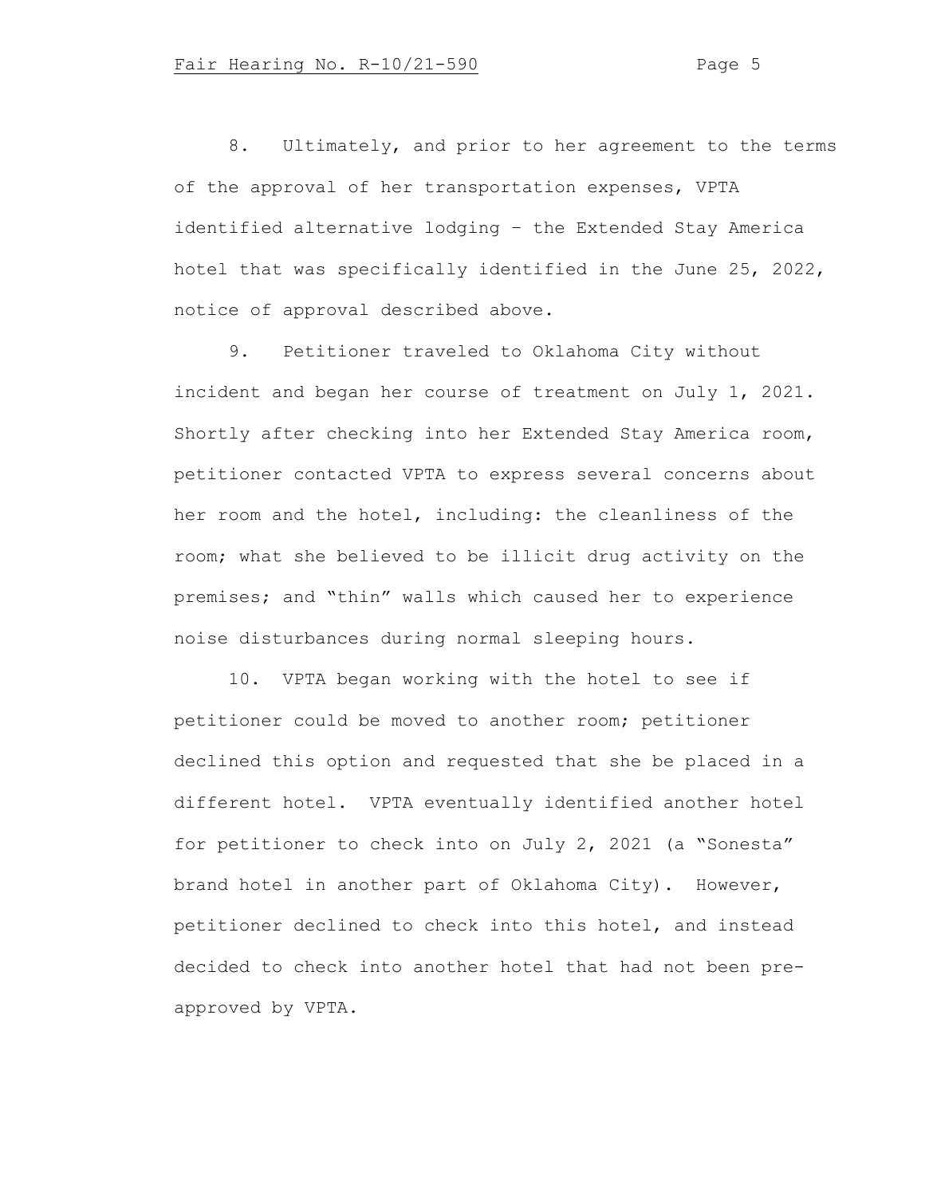8. Ultimately, and prior to her agreement to the terms of the approval of her transportation expenses, VPTA identified alternative lodging – the Extended Stay America hotel that was specifically identified in the June 25, 2022, notice of approval described above.

9. Petitioner traveled to Oklahoma City without incident and began her course of treatment on July 1, 2021. Shortly after checking into her Extended Stay America room, petitioner contacted VPTA to express several concerns about her room and the hotel, including: the cleanliness of the room; what she believed to be illicit drug activity on the premises; and "thin" walls which caused her to experience noise disturbances during normal sleeping hours.

10. VPTA began working with the hotel to see if petitioner could be moved to another room; petitioner declined this option and requested that she be placed in a different hotel. VPTA eventually identified another hotel for petitioner to check into on July 2, 2021 (a "Sonesta" brand hotel in another part of Oklahoma City). However, petitioner declined to check into this hotel, and instead decided to check into another hotel that had not been pre-approved by VPTA.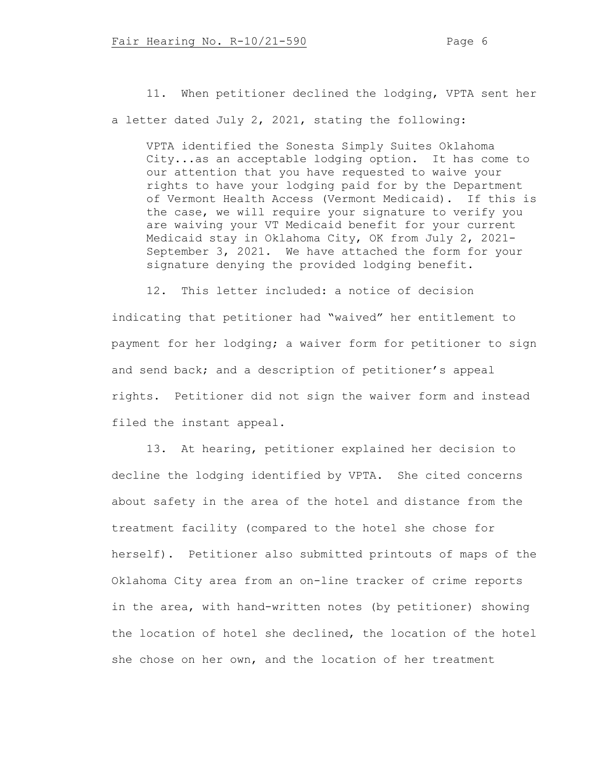11. When petitioner declined the lodging, VPTA sent her a letter dated July 2, 2021, stating the following:

> VPTA identified the Sonesta Simply Suites Oklahoma City...as an acceptable lodging option. It has come to our attention that you have requested to waive your rights to have your lodging paid for by the Department of Vermont Health Access (Vermont Medicaid). If this is the case, we will require your signature to verify you are waiving your VT Medicaid benefit for your current Medicaid stay in Oklahoma City, OK from July 2, 2021-September 3, 2021. We have attached the form for your signature denying the provided lodging benefit.

12. This letter included: a notice of decision indicating that petitioner had "waived" her entitlement to payment for her lodging; a waiver form for petitioner to sign and send back; and a description of petitioner's appeal rights. Petitioner did not sign the waiver form and instead filed the instant appeal.

13. At hearing, petitioner explained her decision to decline the lodging identified by VPTA. She cited concerns about safety in the area of the hotel and distance from the treatment facility (compared to the hotel she chose for herself). Petitioner also submitted printouts of maps of the Oklahoma City area from an on-line tracker of crime reports in the area, with hand-written notes (by petitioner) showing the location of hotel she declined, the location of the hotel she chose on her own, and the location of her treatment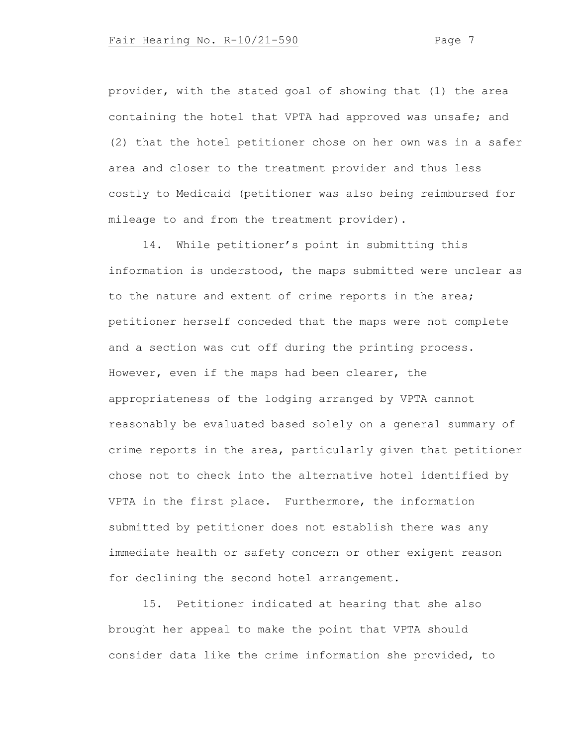provider, with the stated goal of showing that (1) the area containing the hotel that VPTA had approved was unsafe; and (2) that the hotel petitioner chose on her own was in a safer area and closer to the treatment provider and thus less costly to Medicaid (petitioner was also being reimbursed for mileage to and from the treatment provider).

14. While petitioner's point in submitting this information is understood, the maps submitted were unclear as to the nature and extent of crime reports in the area; petitioner herself conceded that the maps were not complete and a section was cut off during the printing process. However, even if the maps had been clearer, the appropriateness of the lodging arranged by VPTA cannot reasonably be evaluated based solely on a general summary of crime reports in the area, particularly given that petitioner chose not to check into the alternative hotel identified by VPTA in the first place. Furthermore, the information submitted by petitioner does not establish there was any immediate health or safety concern or other exigent reason for declining the second hotel arrangement.

15. Petitioner indicated at hearing that she also brought her appeal to make the point that VPTA should consider data like the crime information she provided, to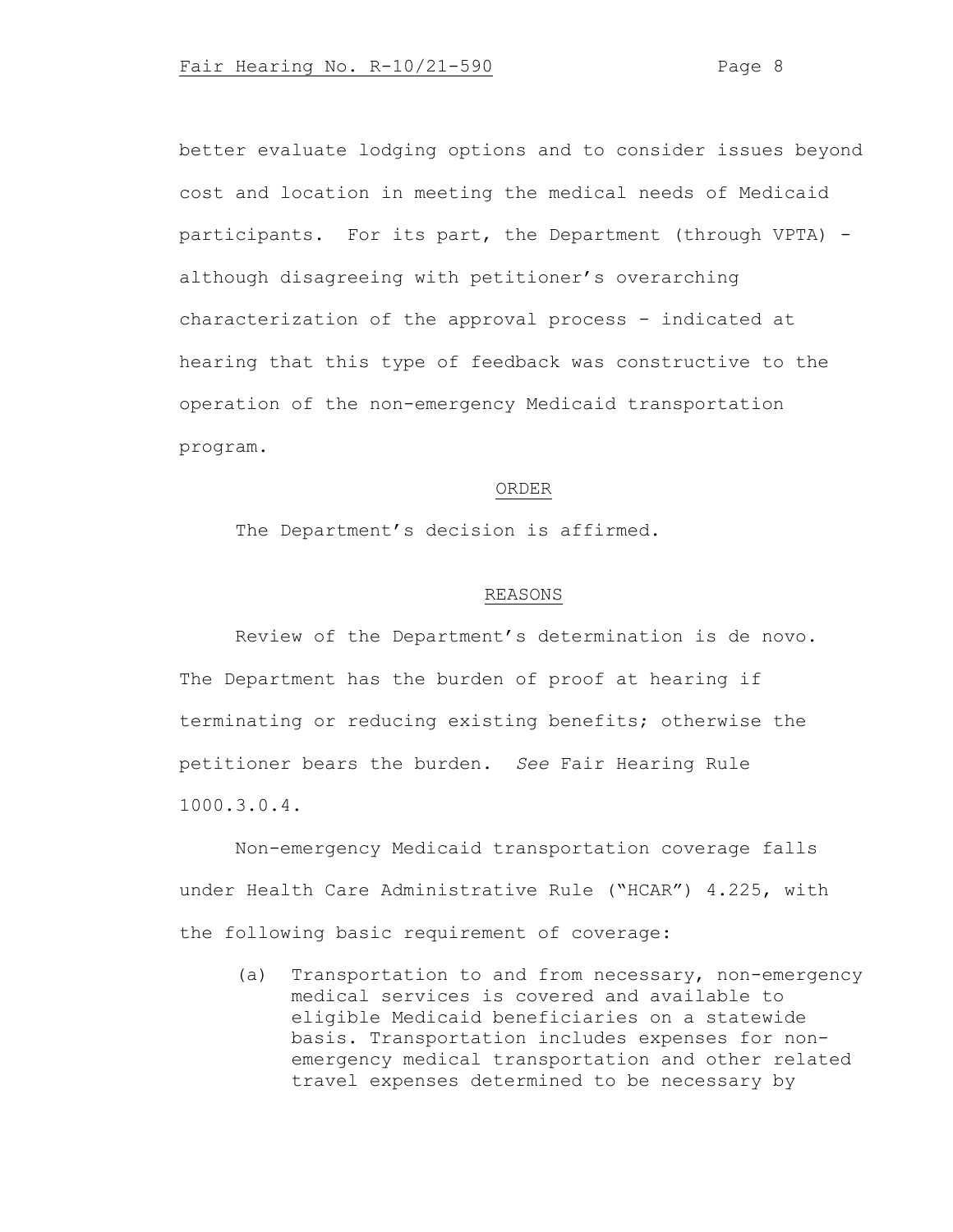better evaluate lodging options and to consider issues beyond cost and location in meeting the medical needs of Medicaid participants. For its part, the Department (through VPTA) - although disagreeing with petitioner's overarching characterization of the approval process - indicated at hearing that this type of feedback was constructive to the operation of the non-emergency Medicaid transportation program.

## ORDER

The Department's decision is affirmed.

## REASONS

Review of the Department's determination is de novo. The Department has the burden of proof at hearing if terminating or reducing existing benefits; otherwise the petitioner bears the burden. *See* Fair Hearing Rule 1000.3.0.4.

Non-emergency Medicaid transportation coverage falls under Health Care Administrative Rule ("HCAR") 4.225, with the following basic requirement of coverage:

> (a) Transportation to and from necessary, non-emergency medical services is covered and available to eligible Medicaid beneficiaries on a statewide basis. Transportation includes expenses for non-emergency medical transportation and other related travel expenses determined to be necessary by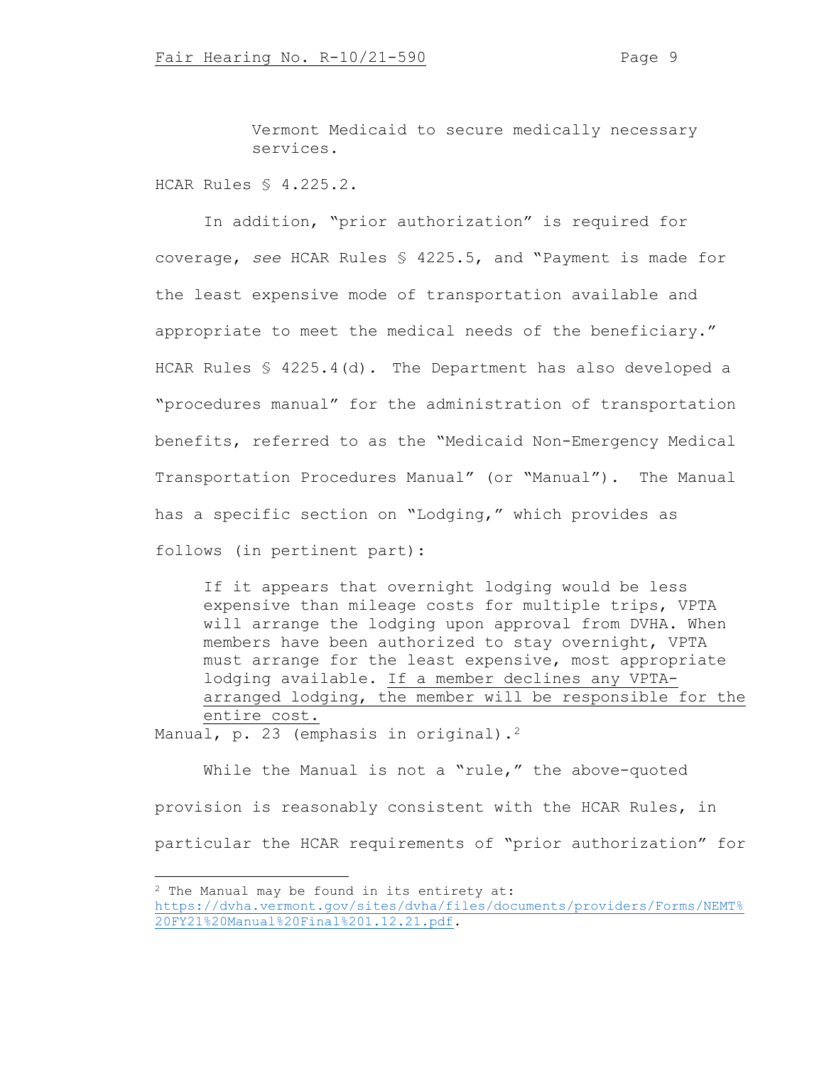Vermont Medicaid to secure medically necessary services.

HCAR Rules § 4.225.2.

In addition, "prior authorization" is required for coverage, *see* HCAR Rules § 4225.5, and "Payment is made for the least expensive mode of transportation available and appropriate to meet the medical needs of the beneficiary." HCAR Rules § 4225.4(d). The Department has also developed a "procedures manual" for the administration of transportation benefits, referred to as the "Medicaid Non-Emergency Medical Transportation Procedures Manual" (or "Manual"). The Manual has a specific section on "Lodging," which provides as follows (in pertinent part):

> If it appears that overnight lodging would be less expensive than mileage costs for multiple trips, VPTA will arrange the lodging upon approval from DVHA. When members have been authorized to stay overnight, VPTA must arrange for the least expensive, most appropriate lodging available. <u>If a member declines any VPTA-arranged lodging, the member will be responsible for the entire cost.</u>

Manual, p. 23 (emphasis in original).[2]

While the Manual is not a "rule," the above-quoted provision is reasonably consistent with the HCAR Rules, in particular the HCAR requirements of "prior authorization" for

---

[2] The Manual may be found in its entirety at: https://dvha.vermont.gov/sites/dvha/files/documents/providers/Forms/NEMT%20FY21%20Manual%20Final%201.12.21.pdf.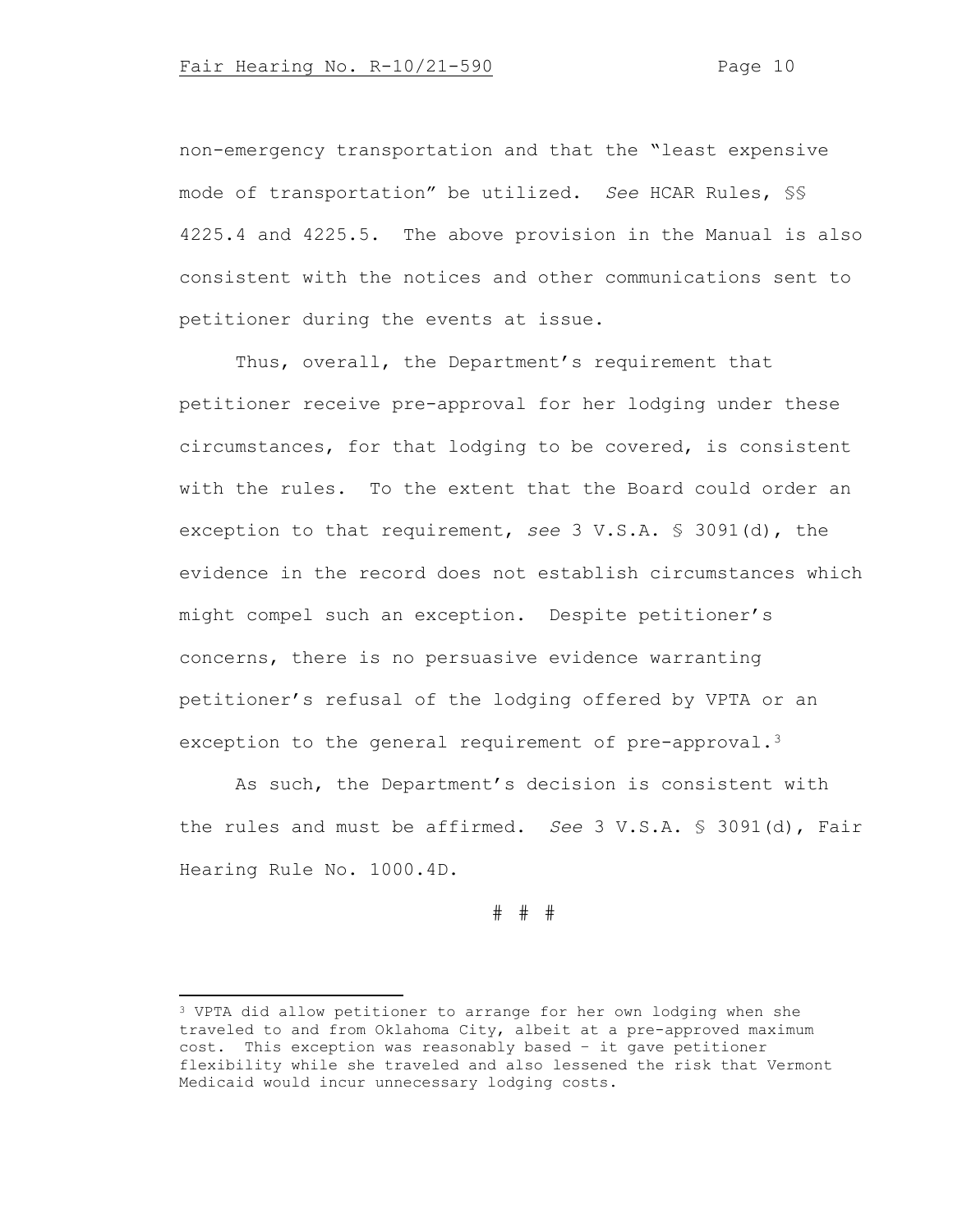non-emergency transportation and that the "least expensive mode of transportation" be utilized. *See* HCAR Rules, §§ 4225.4 and 4225.5. The above provision in the Manual is also consistent with the notices and other communications sent to petitioner during the events at issue.

Thus, overall, the Department's requirement that petitioner receive pre-approval for her lodging under these circumstances, for that lodging to be covered, is consistent with the rules. To the extent that the Board could order an exception to that requirement, *see* 3 V.S.A. § 3091(d), the evidence in the record does not establish circumstances which might compel such an exception. Despite petitioner's concerns, there is no persuasive evidence warranting petitioner's refusal of the lodging offered by VPTA or an exception to the general requirement of pre-approval.[3]

As such, the Department's decision is consistent with the rules and must be affirmed. *See* 3 V.S.A. § 3091(d), Fair Hearing Rule No. 1000.4D.

# # #

---

[3] VPTA did allow petitioner to arrange for her own lodging when she traveled to and from Oklahoma City, albeit at a pre-approved maximum cost. This exception was reasonably based – it gave petitioner flexibility while she traveled and also lessened the risk that Vermont Medicaid would incur unnecessary lodging costs.